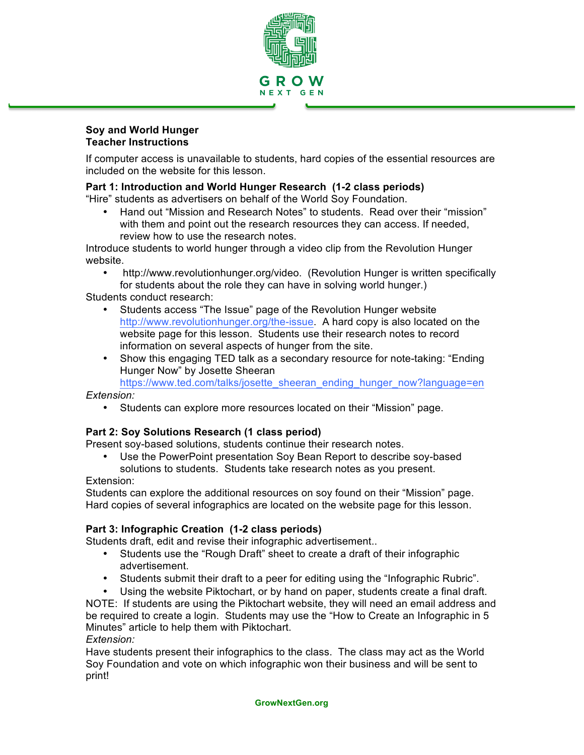**Soy and World Hunger**
**Teacher Instructions**

If computer access is unavailable to students, hard copies of the essential resources are included on the website for this lesson.

**Part 1: Introduction and World Hunger Research (1-2 class periods)**

"Hire" students as advertisers on behalf of the World Soy Foundation.

- Hand out "Mission and Research Notes" to students. Read over their "mission" with them and point out the research resources they can access. If needed, review how to use the research notes.

Introduce students to world hunger through a video clip from the Revolution Hunger website.

- http://www.revolutionhunger.org/video. (Revolution Hunger is written specifically for students about the role they can have in solving world hunger.)

Students conduct research:

- Students access "The Issue" page of the Revolution Hunger website http://www.revolutionhunger.org/the-issue. A hard copy is also located on the website page for this lesson. Students use their research notes to record information on several aspects of hunger from the site.
- Show this engaging TED talk as a secondary resource for note-taking: "Ending Hunger Now" by Josette Sheeran https://www.ted.com/talks/josette_sheeran_ending_hunger_now?language=en

*Extension:*

- Students can explore more resources located on their "Mission" page.

**Part 2: Soy Solutions Research (1 class period)**

Present soy-based solutions, students continue their research notes.

- Use the PowerPoint presentation Soy Bean Report to describe soy-based solutions to students. Students take research notes as you present.

Extension:

Students can explore the additional resources on soy found on their "Mission" page. Hard copies of several infographics are located on the website page for this lesson.

**Part 3: Infographic Creation (1-2 class periods)**

Students draft, edit and revise their infographic advertisement..

- Students use the "Rough Draft" sheet to create a draft of their infographic advertisement.
- Students submit their draft to a peer for editing using the "Infographic Rubric".
- Using the website Piktochart, or by hand on paper, students create a final draft.

NOTE: If students are using the Piktochart website, they will need an email address and be required to create a login. Students may use the "How to Create an Infographic in 5 Minutes" article to help them with Piktochart.

*Extension:*

Have students present their infographics to the class. The class may act as the World Soy Foundation and vote on which infographic won their business and will be sent to print!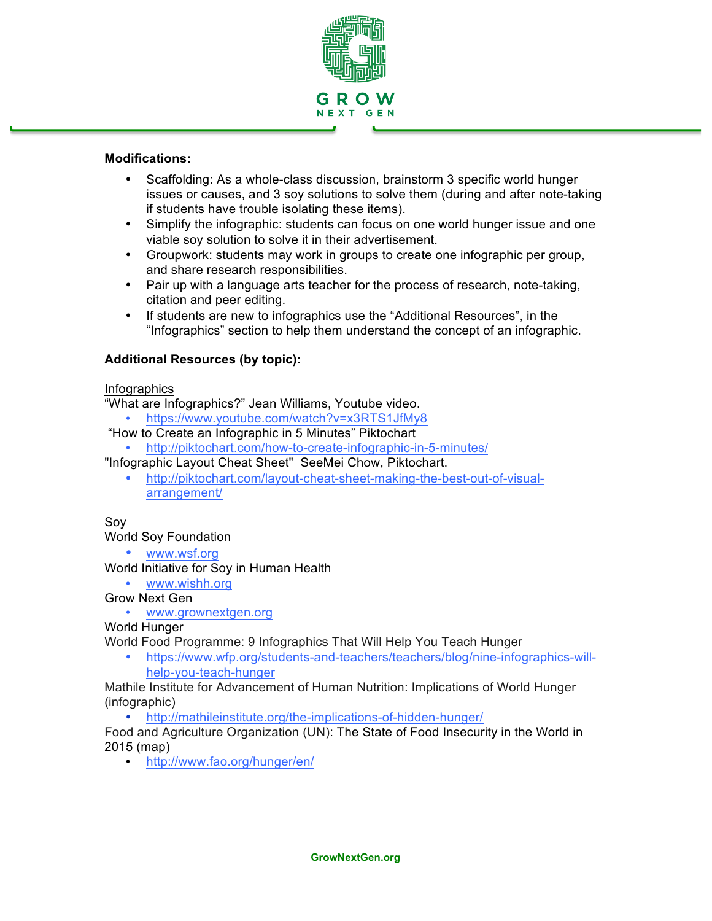**Modifications:**

- Scaffolding: As a whole-class discussion, brainstorm 3 specific world hunger issues or causes, and 3 soy solutions to solve them (during and after note-taking if students have trouble isolating these items).
- Simplify the infographic: students can focus on one world hunger issue and one viable soy solution to solve it in their advertisement.
- Groupwork: students may work in groups to create one infographic per group, and share research responsibilities.
- Pair up with a language arts teacher for the process of research, note-taking, citation and peer editing.
- If students are new to infographics use the "Additional Resources", in the "Infographics" section to help them understand the concept of an infographic.

**Additional Resources (by topic):**

Infographics

"What are Infographics?" Jean Williams, Youtube video.

- https://www.youtube.com/watch?v=x3RTS1JfMy8

"How to Create an Infographic in 5 Minutes" Piktochart

- http://piktochart.com/how-to-create-infographic-in-5-minutes/

"Infographic Layout Cheat Sheet" SeeMei Chow, Piktochart.

- http://piktochart.com/layout-cheat-sheet-making-the-best-out-of-visual-arrangement/

Soy

World Soy Foundation

- www.wsf.org

World Initiative for Soy in Human Health

- www.wishh.org

Grow Next Gen

- www.grownextgen.org

World Hunger

World Food Programme: 9 Infographics That Will Help You Teach Hunger

- https://www.wfp.org/students-and-teachers/teachers/blog/nine-infographics-will-help-you-teach-hunger

Mathile Institute for Advancement of Human Nutrition: Implications of World Hunger (infographic)

- http://mathileinstitute.org/the-implications-of-hidden-hunger/

Food and Agriculture Organization (UN): The State of Food Insecurity in the World in 2015 (map)

- http://www.fao.org/hunger/en/